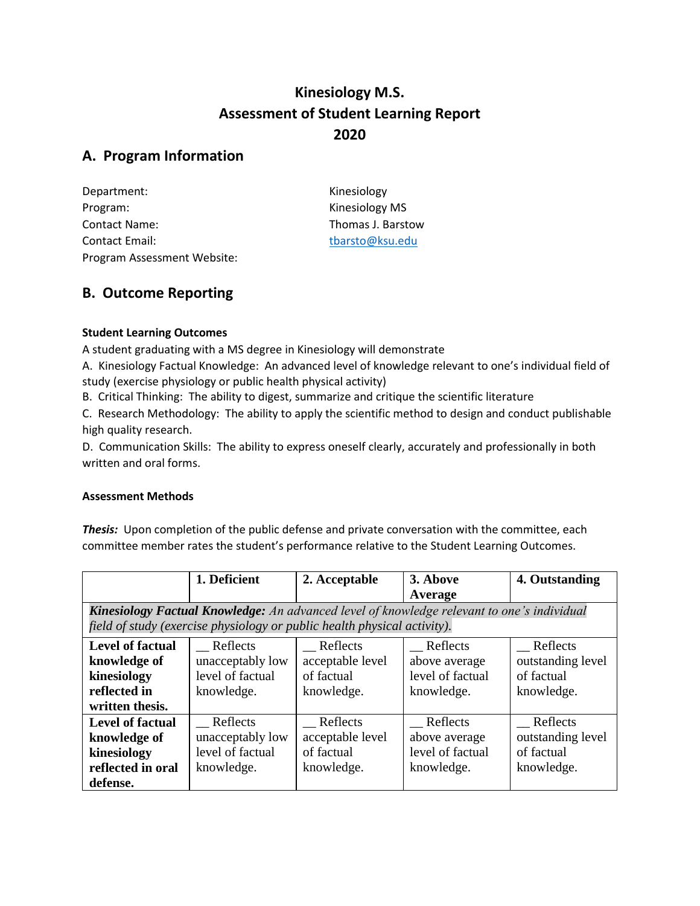# Kinesiology M.S.
# Assessment of Student Learning Report
# 2020

## A. Program Information

| | |
|---|---|
| Department: | Kinesiology |
| Program: | Kinesiology MS |
| Contact Name: | Thomas J. Barstow |
| Contact Email: | tbarsto@ksu.edu |
| Program Assessment Website: | |

## B. Outcome Reporting

**Student Learning Outcomes**

A student graduating with a MS degree in Kinesiology will demonstrate

A. Kinesiology Factual Knowledge: An advanced level of knowledge relevant to one's individual field of study (exercise physiology or public health physical activity)

B. Critical Thinking: The ability to digest, summarize and critique the scientific literature

C. Research Methodology: The ability to apply the scientific method to design and conduct publishable high quality research.

D. Communication Skills: The ability to express oneself clearly, accurately and professionally in both written and oral forms.

**Assessment Methods**

***Thesis:*** Upon completion of the public defense and private conversation with the committee, each committee member rates the student's performance relative to the Student Learning Outcomes.

| | 1. Deficient | 2. Acceptable | 3. Above Average | 4. Outstanding |
|---|---|---|---|---|
| ***Kinesiology Factual Knowledge:*** *An advanced level of knowledge relevant to one's individual field of study (exercise physiology or public health physical activity).* | | | | |
| **Level of factual knowledge of kinesiology reflected in written thesis.** | __ Reflects unacceptably low level of factual knowledge. | __ Reflects acceptable level of factual knowledge. | __ Reflects above average level of factual knowledge. | __ Reflects outstanding level of factual knowledge. |
| **Level of factual knowledge of kinesiology reflected in oral defense.** | __ Reflects unacceptably low level of factual knowledge. | __ Reflects acceptable level of factual knowledge. | __ Reflects above average level of factual knowledge. | __ Reflects outstanding level of factual knowledge. |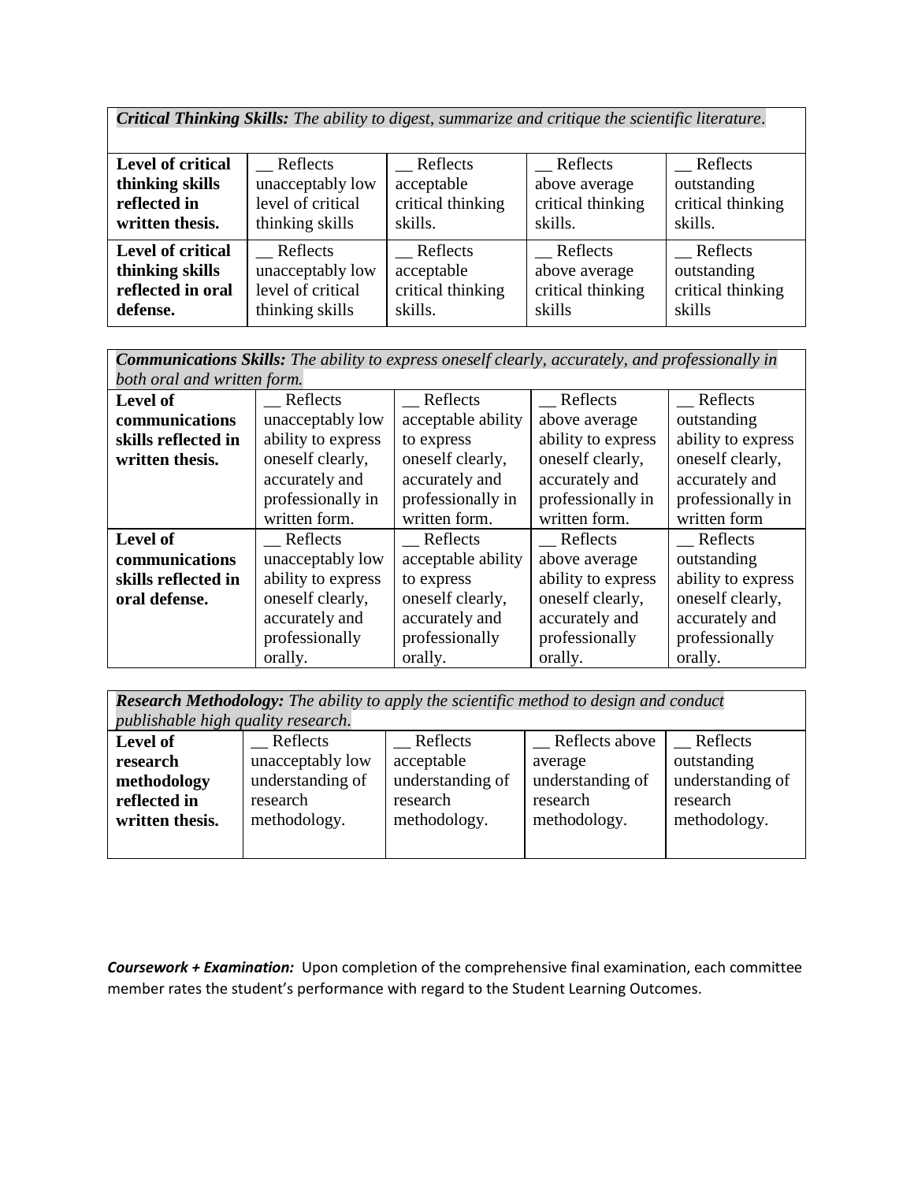| ***Critical Thinking Skills:*** *The ability to digest, summarize and critique the scientific literature.* | | | | |
|---|---|---|---|---|
| **Level of critical thinking skills reflected in written thesis.** | __ Reflects unacceptably low level of critical thinking skills | __ Reflects acceptable critical thinking skills. | __ Reflects above average critical thinking skills. | __ Reflects outstanding critical thinking skills. |
| **Level of critical thinking skills reflected in oral defense.** | __ Reflects unacceptably low level of critical thinking skills | __ Reflects acceptable critical thinking skills. | __ Reflects above average critical thinking skills | __ Reflects outstanding critical thinking skills |

| ***Communications Skills:*** *The ability to express oneself clearly, accurately, and professionally in both oral and written form.* | | | | |
|---|---|---|---|---|
| **Level of communications skills reflected in written thesis.** | __ Reflects unacceptably low ability to express oneself clearly, accurately and professionally in written form. | __ Reflects acceptable ability to express oneself clearly, accurately and professionally in written form. | __ Reflects above average ability to express oneself clearly, accurately and professionally in written form. | __ Reflects outstanding ability to express oneself clearly, accurately and professionally in written form |
| **Level of communications skills reflected in oral defense.** | __ Reflects unacceptably low ability to express oneself clearly, accurately and professionally orally. | __ Reflects acceptable ability to express oneself clearly, accurately and professionally orally. | __ Reflects above average ability to express oneself clearly, accurately and professionally orally. | __ Reflects outstanding ability to express oneself clearly, accurately and professionally orally. |

| ***Research Methodology:*** *The ability to apply the scientific method to design and conduct publishable high quality research.* | | | | |
|---|---|---|---|---|
| **Level of research methodology reflected in written thesis.** | __ Reflects unacceptably low understanding of research methodology. | __ Reflects acceptable understanding of research methodology. | __ Reflects above average understanding of research methodology. | __ Reflects outstanding understanding of research methodology. |

***Coursework + Examination:*** Upon completion of the comprehensive final examination, each committee member rates the student's performance with regard to the Student Learning Outcomes.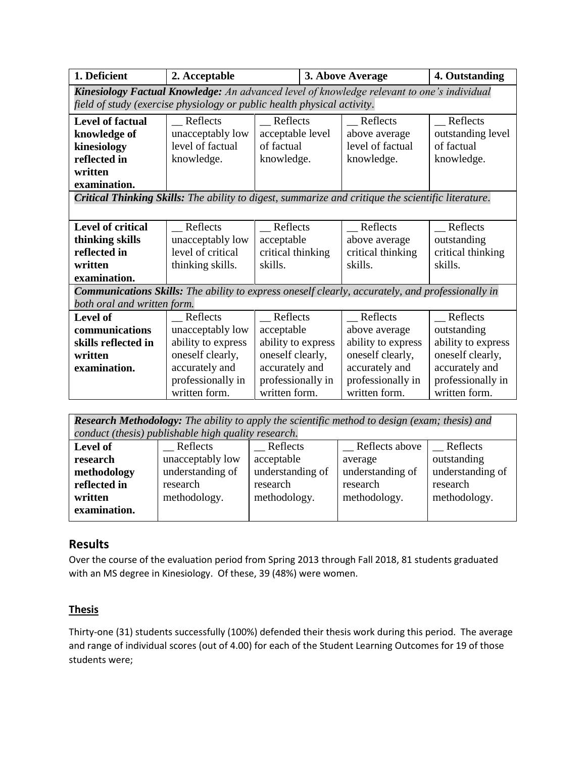| 1. Deficient | 2. Acceptable | | 3. Above Average | 4. Outstanding |
|---|---|---|---|---|
| ***Kinesiology Factual Knowledge:*** *An advanced level of knowledge relevant to one's individual field of study (exercise physiology or public health physical activity.* | | | | |
| **Level of factual knowledge of kinesiology reflected in written examination.** | __ Reflects unacceptably low level of factual knowledge. | __ Reflects acceptable level of factual knowledge. | __ Reflects above average level of factual knowledge. | __ Reflects outstanding level of factual knowledge. |
| ***Critical Thinking Skills:*** *The ability to digest, summarize and critique the scientific literature.* | | | | |
| **Level of critical thinking skills reflected in written examination.** | __ Reflects unacceptably low level of critical thinking skills. | __ Reflects acceptable critical thinking skills. | __ Reflects above average critical thinking skills. | __ Reflects outstanding critical thinking skills. |
| ***Communications Skills:*** *The ability to express oneself clearly, accurately, and professionally in both oral and written form.* | | | | |
| **Level of communications skills reflected in written examination.** | __ Reflects unacceptably low ability to express oneself clearly, accurately and professionally in written form. | __ Reflects acceptable ability to express oneself clearly, accurately and professionally in written form. | __ Reflects above average ability to express oneself clearly, accurately and professionally in written form. | __ Reflects outstanding ability to express oneself clearly, accurately and professionally in written form. |

| ***Research Methodology:*** *The ability to apply the scientific method to design (exam; thesis) and conduct (thesis) publishable high quality research.* | | | | |
|---|---|---|---|---|
| **Level of research methodology reflected in written examination.** | __ Reflects unacceptably low understanding of research methodology. | __ Reflects acceptable understanding of research methodology. | __ Reflects above average understanding of research methodology. | __ Reflects outstanding understanding of research methodology. |

## Results

Over the course of the evaluation period from Spring 2013 through Fall 2018, 81 students graduated with an MS degree in Kinesiology. Of these, 39 (48%) were women.

### Thesis

Thirty-one (31) students successfully (100%) defended their thesis work during this period. The average and range of individual scores (out of 4.00) for each of the Student Learning Outcomes for 19 of those students were;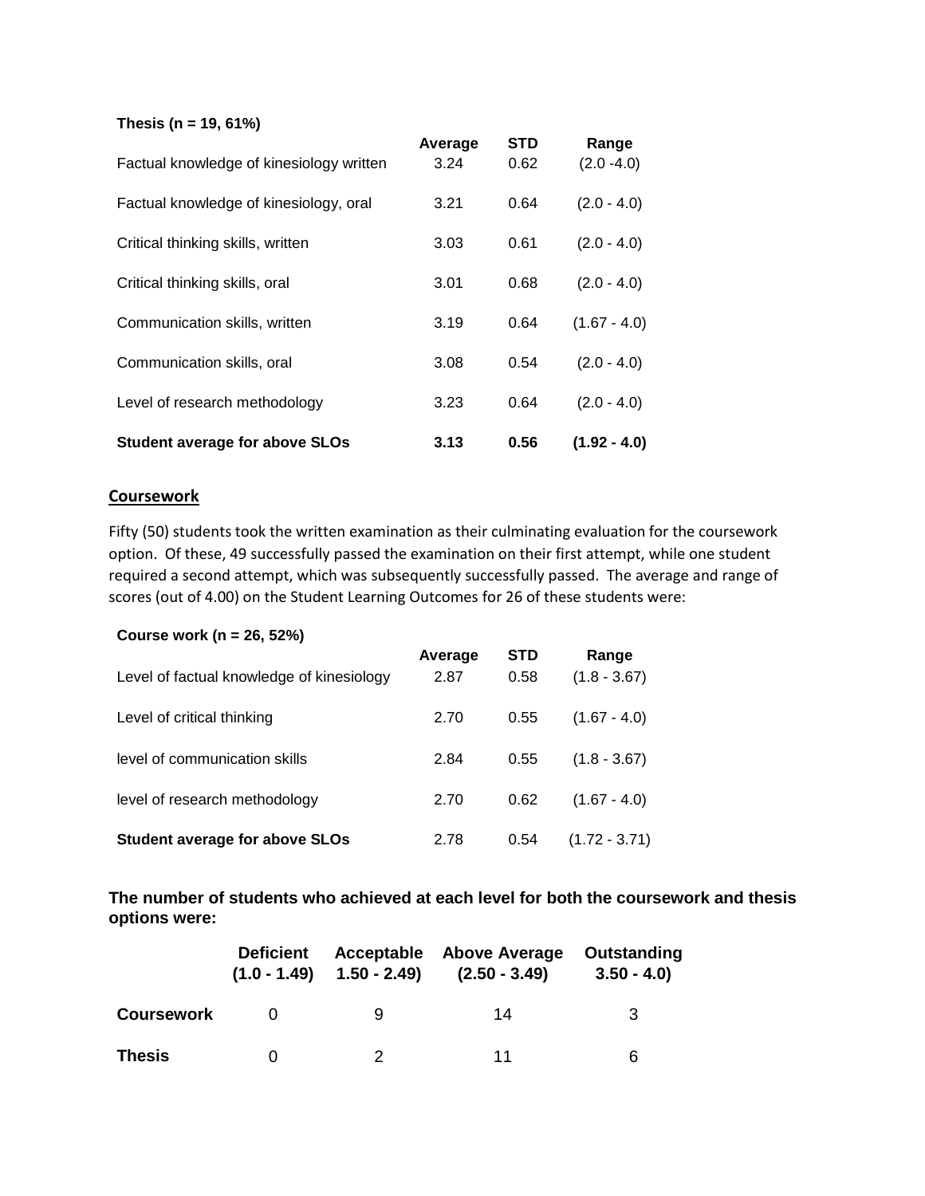| Thesis (n = 19, 61%) | Average | STD | Range |
|---|---|---|---|
| Factual knowledge of kinesiology written | 3.24 | 0.62 | (2.0 -4.0) |
| Factual knowledge of kinesiology, oral | 3.21 | 0.64 | (2.0 - 4.0) |
| Critical thinking skills, written | 3.03 | 0.61 | (2.0 - 4.0) |
| Critical thinking skills, oral | 3.01 | 0.68 | (2.0 - 4.0) |
| Communication skills, written | 3.19 | 0.64 | (1.67 - 4.0) |
| Communication skills, oral | 3.08 | 0.54 | (2.0 - 4.0) |
| Level of research methodology | 3.23 | 0.64 | (2.0 - 4.0) |
| **Student average for above SLOs** | **3.13** | **0.56** | **(1.92 - 4.0)** |

## Coursework

Fifty (50) students took the written examination as their culminating evaluation for the coursework option. Of these, 49 successfully passed the examination on their first attempt, while one student required a second attempt, which was subsequently successfully passed. The average and range of scores (out of 4.00) on the Student Learning Outcomes for 26 of these students were:

| Course work (n = 26, 52%) | Average | STD | Range |
|---|---|---|---|
| Level of factual knowledge of kinesiology | 2.87 | 0.58 | (1.8 - 3.67) |
| Level of critical thinking | 2.70 | 0.55 | (1.67 - 4.0) |
| level of communication skills | 2.84 | 0.55 | (1.8 - 3.67) |
| level of research methodology | 2.70 | 0.62 | (1.67 - 4.0) |
| **Student average for above SLOs** | 2.78 | 0.54 | (1.72 - 3.71) |

**The number of students who achieved at each level for both the coursework and thesis options were:**

| | Deficient (1.0 - 1.49) | Acceptable 1.50 - 2.49) | Above Average (2.50 - 3.49) | Outstanding 3.50 - 4.0) |
|---|---|---|---|---|
| **Coursework** | 0 | 9 | 14 | 3 |
| **Thesis** | 0 | 2 | 11 | 6 |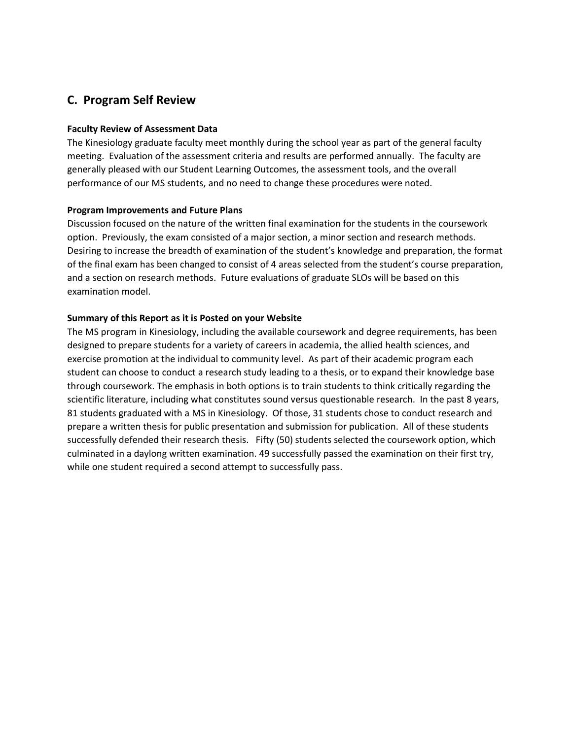## C. Program Self Review

**Faculty Review of Assessment Data**

The Kinesiology graduate faculty meet monthly during the school year as part of the general faculty meeting. Evaluation of the assessment criteria and results are performed annually. The faculty are generally pleased with our Student Learning Outcomes, the assessment tools, and the overall performance of our MS students, and no need to change these procedures were noted.

**Program Improvements and Future Plans**

Discussion focused on the nature of the written final examination for the students in the coursework option. Previously, the exam consisted of a major section, a minor section and research methods. Desiring to increase the breadth of examination of the student's knowledge and preparation, the format of the final exam has been changed to consist of 4 areas selected from the student's course preparation, and a section on research methods. Future evaluations of graduate SLOs will be based on this examination model.

**Summary of this Report as it is Posted on your Website**

The MS program in Kinesiology, including the available coursework and degree requirements, has been designed to prepare students for a variety of careers in academia, the allied health sciences, and exercise promotion at the individual to community level. As part of their academic program each student can choose to conduct a research study leading to a thesis, or to expand their knowledge base through coursework. The emphasis in both options is to train students to think critically regarding the scientific literature, including what constitutes sound versus questionable research. In the past 8 years, 81 students graduated with a MS in Kinesiology. Of those, 31 students chose to conduct research and prepare a written thesis for public presentation and submission for publication. All of these students successfully defended their research thesis. Fifty (50) students selected the coursework option, which culminated in a daylong written examination. 49 successfully passed the examination on their first try, while one student required a second attempt to successfully pass.